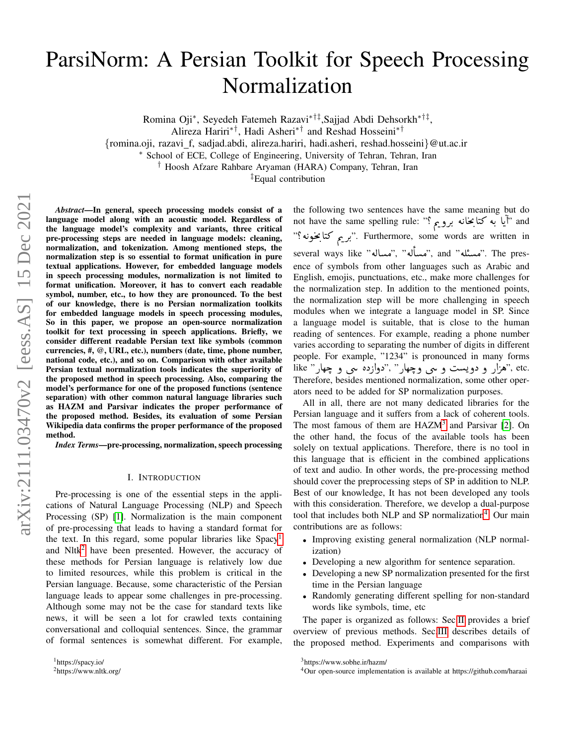# ParsiNorm: A Persian Toolkit for Speech Processing Normalization

Romina Oji*, Seyedeh Fatemeh Razavi*†‡, Sajjad Abdi Dehsorkh*†‡, Alireza Hariri*†, Hadi Asheri*† and Reshad Hosseini*†

{romina.oji, razavi_f, sadjad.abdi, alireza.hariri, hadi.asheri, reshad.hosseini}@ut.ac.ir

* School of ECE, College of Engineering, University of Tehran, Tehran, Iran

† Hoosh Afzare Rahbare Aryaman (HARA) Company, Tehran, Iran

‡Equal contribution

***Abstract*—In general, speech processing models consist of a language model along with an acoustic model. Regardless of the language model's complexity and variants, three critical pre-processing steps are needed in language models: cleaning, normalization, and tokenization. Among mentioned steps, the normalization step is so essential to format unification in pure textual applications. However, for embedded language models in speech processing modules, normalization is not limited to format unification. Moreover, it has to convert each readable symbol, number, etc., to how they are pronounced. To the best of our knowledge, there is no Persian normalization toolkits for embedded language models in speech processing modules, So in this paper, we propose an open-source normalization toolkit for text processing in speech applications. Briefly, we consider different readable Persian text like symbols (common currencies, #, @, URL, etc.), numbers (date, time, phone number, national code, etc.), and so on. Comparison with other available Persian textual normalization tools indicates the superiority of the proposed method in speech processing. Also, comparing the model's performance for one of the proposed functions (sentence separation) with other common natural language libraries such as HAZM and Parsivar indicates the proper performance of the proposed method. Besides, its evaluation of some Persian Wikipedia data confirms the proper performance of the proposed method.**

***Index Terms*—pre-processing, normalization, speech processing**

## I. Introduction

Pre-processing is one of the essential steps in the applications of Natural Language Processing (NLP) and Speech Processing (SP) [1]. Normalization is the main component of pre-processing that leads to having a standard format for the text. In this regard, some popular libraries like Spacy[1] and Nltk[2] have been presented. However, the accuracy of these methods for Persian language is relatively low due to limited resources, while this problem is critical in the Persian language. Because, some characteristic of the Persian language leads to appear some challenges in pre-processing. Although some may not be the case for standard texts like news, it will be seen a lot for crawled texts containing conversational and colloquial sentences. Since, the grammar of formal sentences is somewhat different. For example, the following two sentences have the same meaning but do not have the same spelling rule: "آیا به کتابخانه برویم؟" and "بریم کتابخونه؟". Furthermore, some words are written in several ways like "مساله", "مسأله", and "مسئله". The presence of symbols from other languages such as Arabic and English, emojis, punctuations, etc., make more challenges for the normalization step. In addition to the mentioned points, the normalization step will be more challenging in speech modules when we integrate a language model in SP. Since a language model is suitable, that is close to the human reading of sentences. For example, reading a phone number varies according to separating the number of digits in different people. For example, "1234" is pronounced in many forms like "هزار و دویست و سی و چهار", "دوازده سی و چهار", etc. Therefore, besides mentioned normalization, some other operators need to be added for SP normalization purposes.

All in all, there are not many dedicated libraries for the Persian language and it suffers from a lack of coherent tools. The most famous of them are HAZM[3] and Parsivar [2]. On the other hand, the focus of the available tools has been solely on textual applications. Therefore, there is no tool in this language that is efficient in the combined applications of text and audio. In other words, the pre-processing method should cover the preprocessing steps of SP in addition to NLP. Best of our knowledge, It has not been developed any tools with this consideration. Therefore, we develop a dual-purpose tool that includes both NLP and SP normalization[4]. Our main contributions are as follows:

- Improving existing general normalization (NLP normalization)
- Developing a new algorithm for sentence separation.
- Developing a new SP normalization presented for the first time in the Persian language
- Randomly generating different spelling for non-standard words like symbols, time, etc

The paper is organized as follows: Sec II provides a brief overview of previous methods. Sec III describes details of the proposed method. Experiments and comparisons with

[1] https://spacy.io/

[2] https://www.nltk.org/

[3] https://www.sobhe.ir/hazm/

[4] Our open-source implementation is available at https://github.com/haraai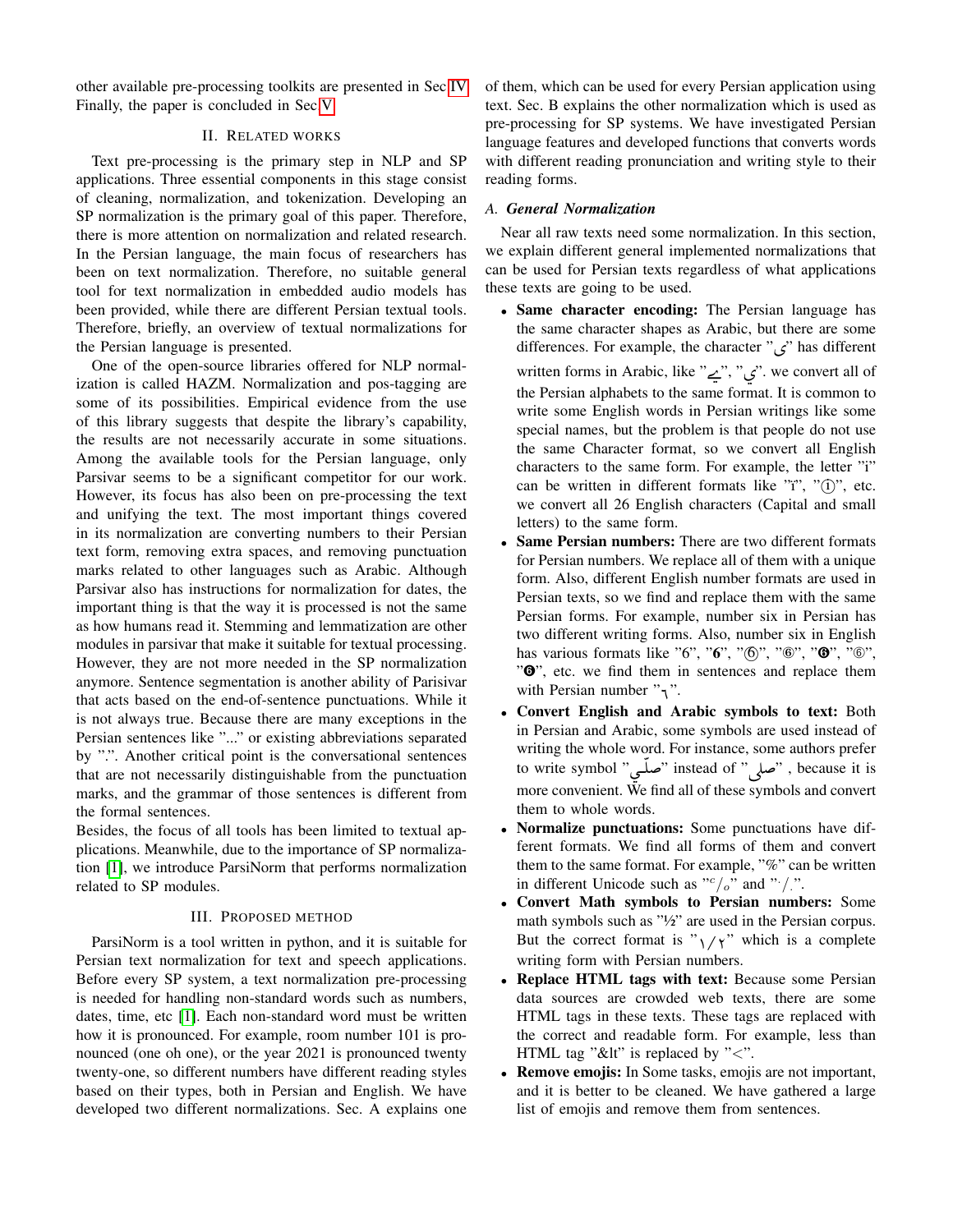other available pre-processing toolkits are presented in Sec IV. Finally, the paper is concluded in Sec V.

## II. Related works

Text pre-processing is the primary step in NLP and SP applications. Three essential components in this stage consist of cleaning, normalization, and tokenization. Developing an SP normalization is the primary goal of this paper. Therefore, there is more attention on normalization and related research. In the Persian language, the main focus of researchers has been on text normalization. Therefore, no suitable general tool for text normalization in embedded audio models has been provided, while there are different Persian textual tools. Therefore, briefly, an overview of textual normalizations for the Persian language is presented.

One of the open-source libraries offered for NLP normalization is called HAZM. Normalization and pos-tagging are some of its possibilities. Empirical evidence from the use of this library suggests that despite the library's capability, the results are not necessarily accurate in some situations. Among the available tools for the Persian language, only Parsivar seems to be a significant competitor for our work. However, its focus has also been on pre-processing the text and unifying the text. The most important things covered in its normalization are converting numbers to their Persian text form, removing extra spaces, and removing punctuation marks related to other languages such as Arabic. Although Parsivar also has instructions for normalization for dates, the important thing is that the way it is processed is not the same as how humans read it. Stemming and lemmatization are other modules in parsivar that make it suitable for textual processing. However, they are not more needed in the SP normalization anymore. Sentence segmentation is another ability of Parisivar that acts based on the end-of-sentence punctuations. While it is not always true. Because there are many exceptions in the Persian sentences like "..." or existing abbreviations separated by ".". Another critical point is the conversational sentences that are not necessarily distinguishable from the punctuation marks, and the grammar of those sentences is different from the formal sentences.

Besides, the focus of all tools has been limited to textual applications. Meanwhile, due to the importance of SP normalization [1], we introduce ParsiNorm that performs normalization related to SP modules.

## III. Proposed method

ParsiNorm is a tool written in python, and it is suitable for Persian text normalization for text and speech applications. Before every SP system, a text normalization pre-processing is needed for handling non-standard words such as numbers, dates, time, etc [1]. Each non-standard word must be written how it is pronounced. For example, room number 101 is pronounced (one oh one), or the year 2021 is pronounced twenty twenty-one, so different numbers have different reading styles based on their types, both in Persian and English. We have developed two different normalizations. Sec. A explains one of them, which can be used for every Persian application using text. Sec. B explains the other normalization which is used as pre-processing for SP systems. We have investigated Persian language features and developed functions that converts words with different reading pronunciation and writing style to their reading forms.

### A. General Normalization

Near all raw texts need some normalization. In this section, we explain different general implemented normalizations that can be used for Persian texts regardless of what applications these texts are going to be used.

- **Same character encoding:** The Persian language has the same character shapes as Arabic, but there are some differences. For example, the character "ی" has different written forms in Arabic, like "ے", "ي". we convert all of the Persian alphabets to the same format. It is common to write some English words in Persian writings like some special names, but the problem is that people do not use the same Character format, so we convert all English characters to the same form. For example, the letter "i" can be written in different formats like "ï", "ⓘ", etc. we convert all 26 English characters (Capital and small letters) to the same form.
- **Same Persian numbers:** There are two different formats for Persian numbers. We replace all of them with a unique form. Also, different English number formats are used in Persian texts, so we find and replace them with the same Persian forms. For example, number six in Persian has two different writing forms. Also, number six in English has various formats like "6", "**6**", "⑥", "⑥", "❻", "⑥", "❻", etc. we find them in sentences and replace them with Persian number "۶".
- **Convert English and Arabic symbols to text:** Both in Persian and Arabic, some symbols are used instead of writing the whole word. For instance, some authors prefer to write symbol "صلّی" instead of "صلی", because it is more convenient. We find all of these symbols and convert them to whole words.
- **Normalize punctuations:** Some punctuations have different formats. We find all forms of them and convert them to the same format. For example, "%" can be written in different Unicode such as "$^c/_o$" and "٪".
- **Convert Math symbols to Persian numbers:** Some math symbols such as "½" are used in the Persian corpus. But the correct format is "۱/۲" which is a complete writing form with Persian numbers.
- **Replace HTML tags with text:** Because some Persian data sources are crowded web texts, there are some HTML tags in these texts. These tags are replaced with the correct and readable form. For example, less than HTML tag "&lt" is replaced by "<".
- **Remove emojis:** In Some tasks, emojis are not important, and it is better to be cleaned. We have gathered a large list of emojis and remove them from sentences.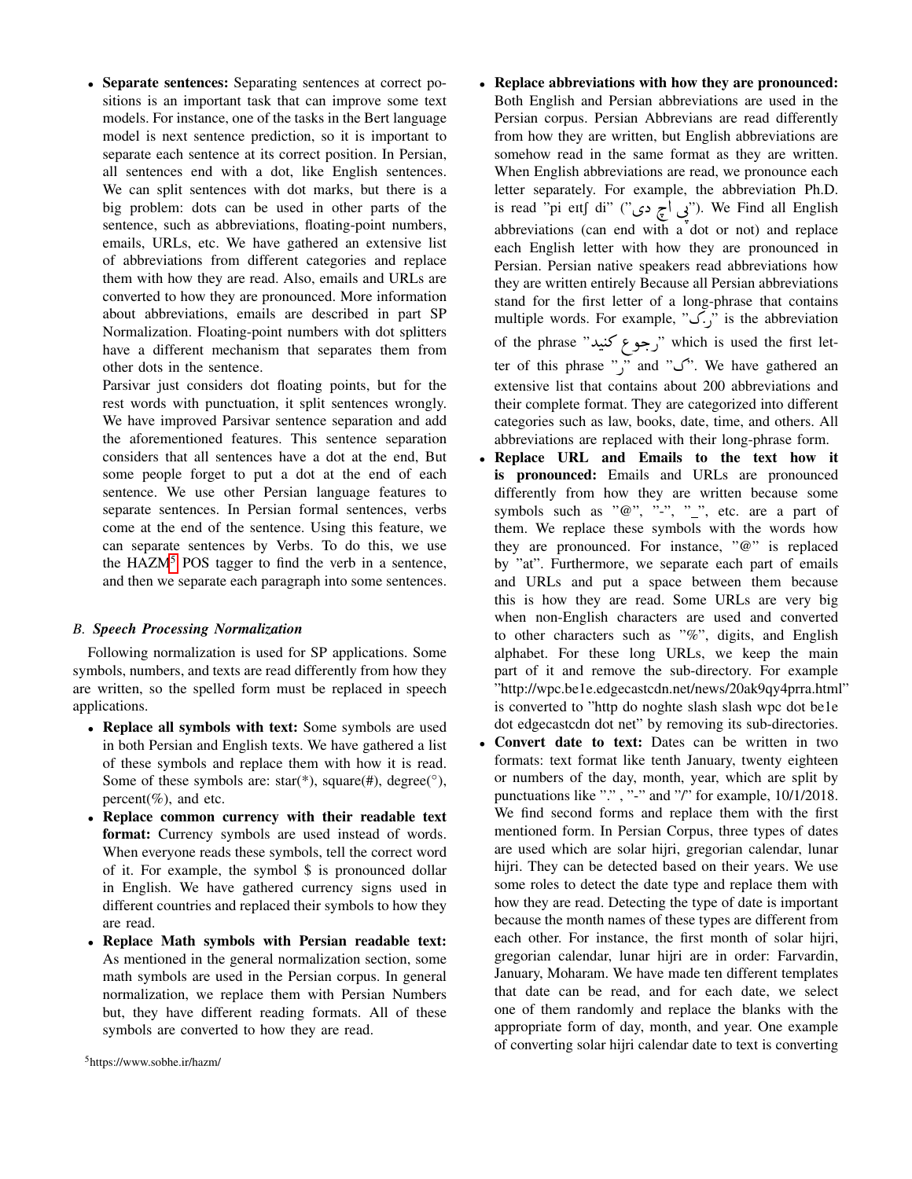- **Separate sentences:** Separating sentences at correct positions is an important task that can improve some text models. For instance, one of the tasks in the Bert language model is next sentence prediction, so it is important to separate each sentence at its correct position. In Persian, all sentences end with a dot, like English sentences. We can split sentences with dot marks, but there is a big problem: dots can be used in other parts of the sentence, such as abbreviations, floating-point numbers, emails, URLs, etc. We have gathered an extensive list of abbreviations from different categories and replace them with how they are read. Also, emails and URLs are converted to how they are pronounced. More information about abbreviations, emails are described in part SP Normalization. Floating-point numbers with dot splitters have a different mechanism that separates them from other dots in the sentence.

  Parsivar just considers dot floating points, but for the rest words with punctuation, it split sentences wrongly. We have improved Parsivar sentence separation and add the aforementioned features. This sentence separation considers that all sentences have a dot at the end, But some people forget to put a dot at the end of each sentence. We use other Persian language features to separate sentences. In Persian formal sentences, verbs come at the end of the sentence. Using this feature, we can separate sentences by Verbs. To do this, we use the HAZM[5] POS tagger to find the verb in a sentence, and then we separate each paragraph into some sentences.

### *B. Speech Processing Normalization*

Following normalization is used for SP applications. Some symbols, numbers, and texts are read differently from how they are written, so the spelled form must be replaced in speech applications.

- **Replace all symbols with text:** Some symbols are used in both Persian and English texts. We have gathered a list of these symbols and replace them with how it is read. Some of these symbols are: star(*), square(#), degree(°), percent(%), and etc.
- **Replace common currency with their readable text format:** Currency symbols are used instead of words. When everyone reads these symbols, tell the correct word of it. For example, the symbol $ is pronounced dollar in English. We have gathered currency signs used in different countries and replaced their symbols to how they are read.
- **Replace Math symbols with Persian readable text:** As mentioned in the general normalization section, some math symbols are used in the Persian corpus. In general normalization, we replace them with Persian Numbers but, they have different reading formats. All of these symbols are converted to how they are read.
- **Replace abbreviations with how they are pronounced:** Both English and Persian abbreviations are used in the Persian corpus. Persian Abbrevians are read differently from how they are written, but English abbreviations are somehow read in the same format as they are written. When English abbreviations are read, we pronounce each letter separately. For example, the abbreviation Ph.D. is read "pi eɪtʃ di" ("پی اچ دی"). We Find all English abbreviations (can end with a dot or not) and replace each English letter with how they are pronounced in Persian. Persian native speakers read abbreviations how they are written entirely Because all Persian abbreviations stand for the first letter of a long-phrase that contains multiple words. For example, "ر.ک" is the abbreviation of the phrase "رجوع کنید" which is used the first letter of this phrase "ر" and "ک". We have gathered an extensive list that contains about 200 abbreviations and their complete format. They are categorized into different categories such as law, books, date, time, and others. All abbreviations are replaced with their long-phrase form.
- **Replace URL and Emails to the text how it is pronounced:** Emails and URLs are pronounced differently from how they are written because some symbols such as "@", "-", "_", etc. are a part of them. We replace these symbols with the words how they are pronounced. For instance, "@" is replaced by "at". Furthermore, we separate each part of emails and URLs and put a space between them because this is how they are read. Some URLs are very big when non-English characters are used and converted to other characters such as "%", digits, and English alphabet. For these long URLs, we keep the main part of it and remove the sub-directory. For example "http://wpc.be1e.edgecastcdn.net/news/20ak9qy4prra.html" is converted to "http do noghte slash slash wpc dot be1e dot edgecastcdn dot net" by removing its sub-directories.
- **Convert date to text:** Dates can be written in two formats: text format like tenth January, twenty eighteen or numbers of the day, month, year, which are split by punctuations like "." , "-" and "/" for example, 10/1/2018. We find second forms and replace them with the first mentioned form. In Persian Corpus, three types of dates are used which are solar hijri, gregorian calendar, lunar hijri. They can be detected based on their years. We use some roles to detect the date type and replace them with how they are read. Detecting the type of date is important because the month names of these types are different from each other. For instance, the first month of solar hijri, gregorian calendar, lunar hijri are in order: Farvardin, January, Moharam. We have made ten different templates that date can be read, and for each date, we select one of them randomly and replace the blanks with the appropriate form of day, month, and year. One example of converting solar hijri calendar date to text is converting

[5]https://www.sobhe.ir/hazm/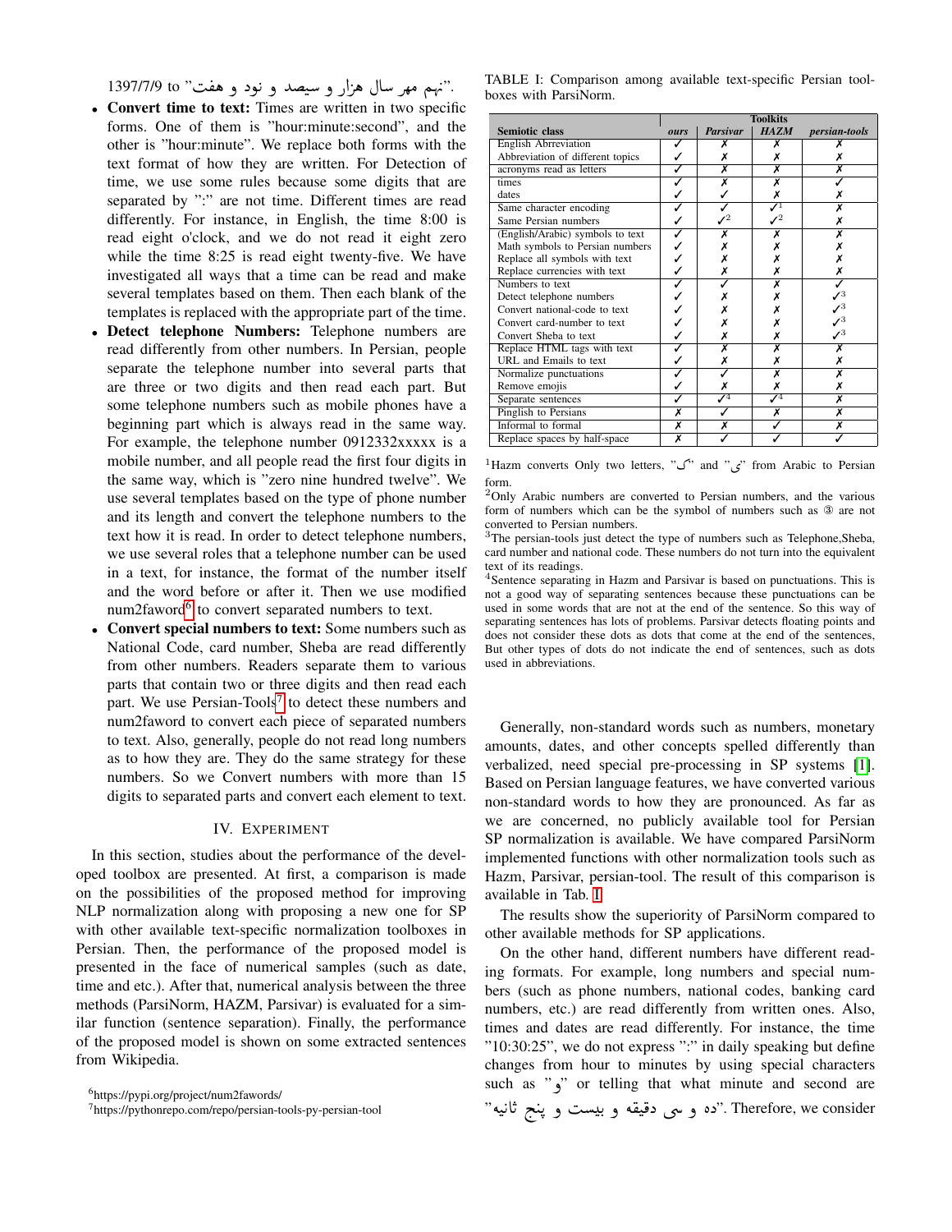1397/7/9 to "نهم مهر سال هزار و سیصد و نود و هفت".

- **Convert time to text:** Times are written in two specific forms. One of them is "hour:minute:second", and the other is "hour:minute". We replace both forms with the text format of how they are written. For Detection of time, we use some rules because some digits that are separated by ":" are not time. Different times are read differently. For instance, in English, the time 8:00 is read eight o'clock, and we do not read it eight zero while the time 8:25 is read eight twenty-five. We have investigated all ways that a time can be read and make several templates based on them. Then each blank of the templates is replaced with the appropriate part of the time.
- **Detect telephone Numbers:** Telephone numbers are read differently from other numbers. In Persian, people separate the telephone number into several parts that are three or two digits and then read each part. But some telephone numbers such as mobile phones have a beginning part which is always read in the same way. For example, the telephone number 0912332xxxxx is a mobile number, and all people read the first four digits in the same way, which is "zero nine hundred twelve". We use several templates based on the type of phone number and its length and convert the telephone numbers to the text how it is read. In order to detect telephone numbers, we use several roles that a telephone number can be used in a text, for instance, the format of the number itself and the word before or after it. Then we use modified num2faword[6] to convert separated numbers to text.
- **Convert special numbers to text:** Some numbers such as National Code, card number, Sheba are read differently from other numbers. Readers separate them to various parts that contain two or three digits and then read each part. We use Persian-Tools[7] to detect these numbers and num2faword to convert each piece of separated numbers to text. Also, generally, people do not read long numbers as to how they are. They do the same strategy for these numbers. So we Convert numbers with more than 15 digits to separated parts and convert each element to text.

## IV. Experiment

In this section, studies about the performance of the developed toolbox are presented. At first, a comparison is made on the possibilities of the proposed method for improving NLP normalization along with proposing a new one for SP with other available text-specific normalization toolboxes in Persian. Then, the performance of the proposed model is presented in the face of numerical samples (such as date, time and etc.). After that, numerical analysis between the three methods (ParsiNorm, HAZM, Parsivar) is evaluated for a similar function (sentence separation). Finally, the performance of the proposed model is shown on some extracted sentences from Wikipedia.

[6] https://pypi.org/project/num2fawords/

[7] https://pythonrepo.com/repo/persian-tools-py-persian-tool

TABLE I: Comparison among available text-specific Persian toolboxes with ParsiNorm.

| Semiotic class | Toolkits: *ours* | *Parsivar* | *HAZM* | *persian-tools* |
|---|---|---|---|---|
| English Abbreviation | ✓ | ✗ | ✗ | ✗ |
| Abbreviation of different topics | ✓ | ✗ | ✗ | ✗ |
| acronyms read as letters | ✓ | ✗ | ✗ | ✗ |
| times | ✓ | ✗ | ✗ | ✓ |
| dates | ✓ | ✓ | ✗ | ✗ |
| Same character encoding | ✓ | ✓ | ✓[1] | ✗ |
| Same Persian numbers | ✓ | ✓[2] | ✓[2] | ✗ |
| (English/Arabic) symbols to text | ✓ | ✗ | ✗ | ✗ |
| Math symbols to Persian numbers | ✓ | ✗ | ✗ | ✗ |
| Replace all symbols with text | ✓ | ✗ | ✗ | ✗ |
| Replace currencies with text | ✓ | ✗ | ✗ | ✗ |
| Numbers to text | ✓ | ✓ | ✗ | ✓ |
| Detect telephone numbers | ✓ | ✗ | ✗ | ✓[3] |
| Convert national-code to text | ✓ | ✗ | ✗ | ✓[3] |
| Convert card-number to text | ✓ | ✗ | ✗ | ✓[3] |
| Convert Sheba to text | ✓ | ✗ | ✗ | ✓[3] |
| Replace HTML tags with text | ✓ | ✗ | ✗ | ✗ |
| URL and Emails to text | ✓ | ✗ | ✗ | ✗ |
| Normalize punctuations | ✓ | ✓ | ✗ | ✗ |
| Remove emojis | ✓ | ✗ | ✗ | ✗ |
| Separate sentences | ✓ | ✓[4] | ✓[4] | ✗ |
| Pinglish to Persians | ✗ | ✓ | ✗ | ✗ |
| Informal to formal | ✗ | ✗ | ✓ | ✗ |
| Replace spaces by half-space | ✗ | ✓ | ✓ | ✓ |

[1] Hazm converts Only two letters, "ک" and "ی" from Arabic to Persian form.
[2] Only Arabic numbers are converted to Persian numbers, and the various form of numbers which can be the symbol of numbers such as ③ are not converted to Persian numbers.
[3] The persian-tools just detect the type of numbers such as Telephone,Sheba, card number and national code. These numbers do not turn into the equivalent text of its readings.
[4] Sentence separating in Hazm and Parsivar is based on punctuations. This is not a good way of separating sentences because these punctuations can be used in some words that are not at the end of the sentence. So this way of separating sentences has lots of problems. Parsivar detects floating points and does not consider these dots as dots that come at the end of the sentences, But other types of dots do not indicate the end of sentences, such as dots used in abbreviations.

Generally, non-standard words such as numbers, monetary amounts, dates, and other concepts spelled differently than verbalized, need special pre-processing in SP systems [1]. Based on Persian language features, we have converted various non-standard words to how they are pronounced. As far as we are concerned, no publicly available tool for Persian SP normalization is available. We have compared ParsiNorm implemented functions with other normalization tools such as Hazm, Parsivar, persian-tool. The result of this comparison is available in Tab. I.

The results show the superiority of ParsiNorm compared to other available methods for SP applications.

On the other hand, different numbers have different reading formats. For example, long numbers and special numbers (such as phone numbers, national codes, banking card numbers, etc.) are read differently from written ones. Also, times and dates are read differently. For instance, the time "10:30:25", we do not express ":" in daily speaking but define changes from hour to minutes by using special characters such as "و" or telling that what minute and second are "ده و سی دقیقه و بیست و پنج ثانیه". Therefore, we consider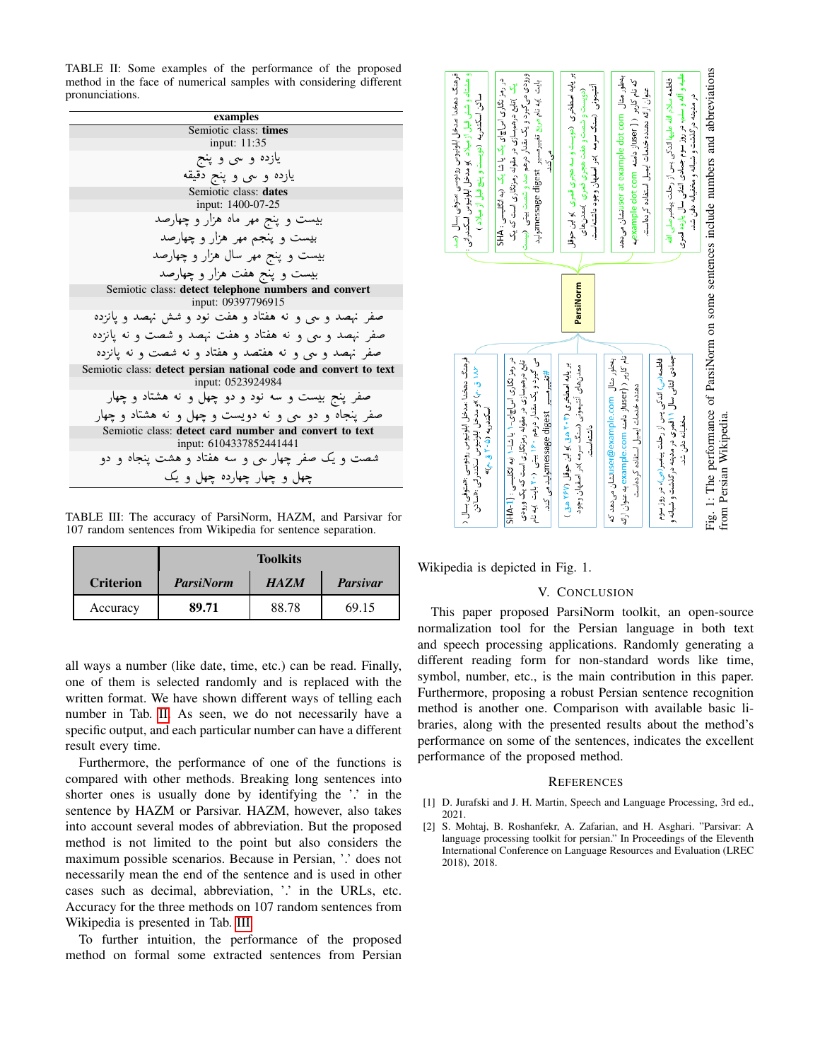TABLE II: Some examples of the performance of the proposed method in the face of numerical samples with considering different pronunciations.

| examples |
| --- |
| Semiotic class: **times** |
| input: 11:35 |
| یازده و سی و پنج |
| یازده و سی و پنج دقیقه |
| Semiotic class: **dates** |
| input: 1400-07-25 |
| بیست و پنج مهر ماه هزار و چهارصد |
| بیست و پنجم مهر هزار و چهارصد |
| بیست و پنج مهر سال هزار و چهارصد |
| بیست و پنج هفت هزار و چهارصد |
| Semiotic class: **detect telephone numbers and convert** |
| input: 09397796915 |
| صفر نهصد و سی و نه هفتاد و هفت نود و شش نهصد و پانزده |
| صفر نهصد و سی و نه هفتاد و هفت نهصد و شصت و نه پانزده |
| صفر نهصد و سی و نه هفتصد و هفتاد و نه شصت و نه پانزده |
| Semiotic class: **detect persian national code and convert to text** |
| input: 0523924984 |
| صفر پنج بیست و سه نود و دو چهل و نه هشتاد و چهار |
| صفر پنجاه و دو سی و نه دویست و چهل و نه هشتاد و چهار |
| Semiotic class: **detect card number and convert to text** |
| input: 6104337852441441 |
| شصت و یک صفر چهار سی و سه هفتاد و هشت پنجاه و دو |
| چهل و چهار چهارده چهل و یک |

TABLE III: The accuracy of ParsiNorm, HAZM, and Parsivar for 107 random sentences from Wikipedia for sentence separation.

| Criterion | Toolkits | | |
| --- | --- | --- | --- |
| | *ParsiNorm* | *HAZM* | *Parsivar* |
| Accuracy | **89.71** | 88.78 | 69.15 |

all ways a number (like date, time, etc.) can be read. Finally, one of them is selected randomly and is replaced with the written format. We have shown different ways of telling each number in Tab. II. As seen, we do not necessarily have a specific output, and each particular number can have a different result every time.

Furthermore, the performance of one of the functions is compared with other methods. Breaking long sentences into shorter ones is usually done by identifying the '.' in the sentence by HAZM or Parsivar. HAZM, however, also takes into account several modes of abbreviation. But the proposed method is not limited to the point but also considers the maximum possible scenarios. Because in Persian, '.' does not necessarily mean the end of the sentence and is used in other cases such as decimal, abbreviation, '.' in the URLs, etc. Accuracy for the three methods on 107 random sentences from Wikipedia is presented in Tab. III.

To further intuition, the performance of the proposed method on formal some extracted sentences from Persian Wikipedia is depicted in Fig. 1.

ParsiNorm

Fig. 1: The performance of ParsiNorm on some sentences include numbers and abbreviations from Persian Wikipedia.

## V. Conclusion

This paper proposed ParsiNorm toolkit, an open-source normalization tool for the Persian language in both text and speech processing applications. Randomly generating a different reading form for non-standard words like time, symbol, number, etc., is the main contribution in this paper. Furthermore, proposing a robust Persian sentence recognition method is another one. Comparison with available basic libraries, along with the presented results about the method's performance on some of the sentences, indicates the excellent performance of the proposed method.

## References

[1] D. Jurafski and J. H. Martin, Speech and Language Processing, 3rd ed., 2021.

[2] S. Mohtaj, B. Roshanfekr, A. Zafarian, and H. Asghari. "Parsivar: A language processing toolkit for persian." In Proceedings of the Eleventh International Conference on Language Resources and Evaluation (LREC 2018), 2018.